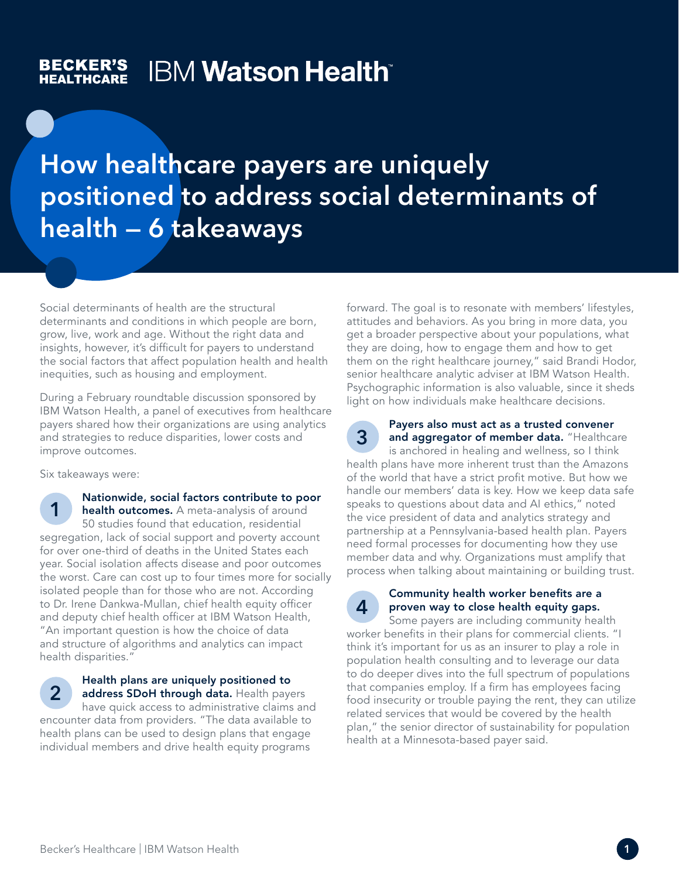BECKER'S HEALTHCARE | IBM Watson Health

# How healthcare payers are uniquely positioned to address social determinants of health — 6 takeaways

Social determinants of health are the structural determinants and conditions in which people are born, grow, live, work and age. Without the right data and insights, however, it's difficult for payers to understand the social factors that affect population health and health inequities, such as housing and employment.

During a February roundtable discussion sponsored by IBM Watson Health, a panel of executives from healthcare payers shared how their organizations are using analytics and strategies to reduce disparities, lower costs and improve outcomes.

Six takeaways were:

**1. Nationwide, social factors contribute to poor health outcomes.** A meta-analysis of around 50 studies found that education, residential segregation, lack of social support and poverty account for over one-third of deaths in the United States each year. Social isolation affects disease and poor outcomes the worst. Care can cost up to four times more for socially isolated people than for those who are not. According to Dr. Irene Dankwa-Mullan, chief health equity officer and deputy chief health officer at IBM Watson Health, "An important question is how the choice of data and structure of algorithms and analytics can impact health disparities."

**2. Health plans are uniquely positioned to address SDoH through data.** Health payers have quick access to administrative claims and encounter data from providers. "The data available to health plans can be used to design plans that engage individual members and drive health equity programs forward. The goal is to resonate with members' lifestyles, attitudes and behaviors. As you bring in more data, you get a broader perspective about your populations, what they are doing, how to engage them and how to get them on the right healthcare journey," said Brandi Hodor, senior healthcare analytic adviser at IBM Watson Health. Psychographic information is also valuable, since it sheds light on how individuals make healthcare decisions.

**3. Payers also must act as a trusted convener and aggregator of member data.** "Healthcare is anchored in healing and wellness, so I think health plans have more inherent trust than the Amazons of the world that have a strict profit motive. But how we handle our members' data is key. How we keep data safe speaks to questions about data and AI ethics," noted the vice president of data and analytics strategy and partnership at a Pennsylvania-based health plan. Payers need formal processes for documenting how they use member data and why. Organizations must amplify that process when talking about maintaining or building trust.

**4. Community health worker benefits are a proven way to close health equity gaps.** Some payers are including community health worker benefits in their plans for commercial clients. "I think it's important for us as an insurer to play a role in population health consulting and to leverage our data to do deeper dives into the full spectrum of populations that companies employ. If a firm has employees facing food insecurity or trouble paying the rent, they can utilize related services that would be covered by the health plan," the senior director of sustainability for population health at a Minnesota-based payer said.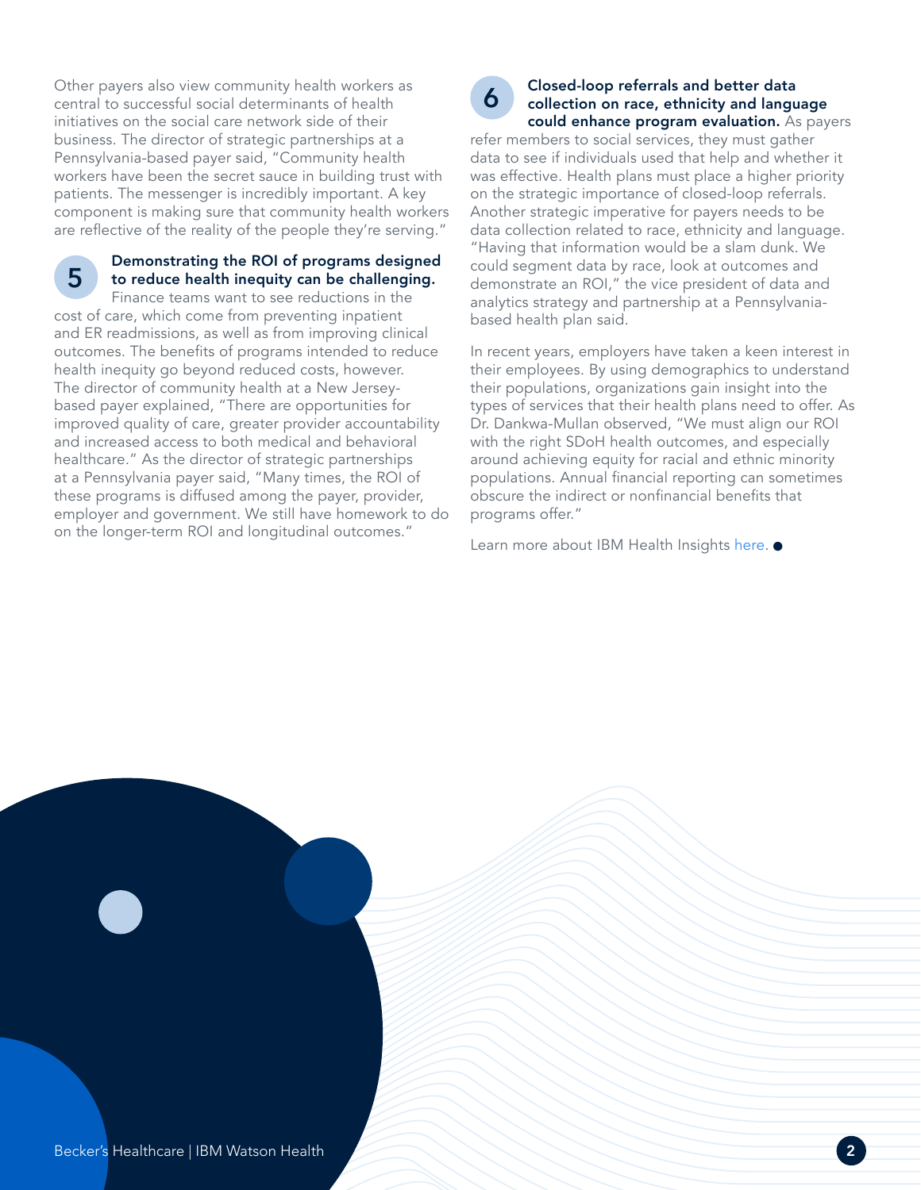Other payers also view community health workers as central to successful social determinants of health initiatives on the social care network side of their business. The director of strategic partnerships at a Pennsylvania-based payer said, "Community health workers have been the secret sauce in building trust with patients. The messenger is incredibly important. A key component is making sure that community health workers are reflective of the reality of the people they're serving."

**5 Demonstrating the ROI of programs designed to reduce health inequity can be challenging.** Finance teams want to see reductions in the cost of care, which come from preventing inpatient and ER readmissions, as well as from improving clinical outcomes. The benefits of programs intended to reduce health inequity go beyond reduced costs, however. The director of community health at a New Jersey-based payer explained, "There are opportunities for improved quality of care, greater provider accountability and increased access to both medical and behavioral healthcare." As the director of strategic partnerships at a Pennsylvania payer said, "Many times, the ROI of these programs is diffused among the payer, provider, employer and government. We still have homework to do on the longer-term ROI and longitudinal outcomes."

**6 Closed-loop referrals and better data collection on race, ethnicity and language could enhance program evaluation.** As payers refer members to social services, they must gather data to see if individuals used that help and whether it was effective. Health plans must place a higher priority on the strategic importance of closed-loop referrals. Another strategic imperative for payers needs to be data collection related to race, ethnicity and language. "Having that information would be a slam dunk. We could segment data by race, look at outcomes and demonstrate an ROI," the vice president of data and analytics strategy and partnership at a Pennsylvania-based health plan said.

In recent years, employers have taken a keen interest in their employees. By using demographics to understand their populations, organizations gain insight into the types of services that their health plans need to offer. As Dr. Dankwa-Mullan observed, "We must align our ROI with the right SDoH health outcomes, and especially around achieving equity for racial and ethnic minority populations. Annual financial reporting can sometimes obscure the indirect or nonfinancial benefits that programs offer."

Learn more about IBM Health Insights here. ●